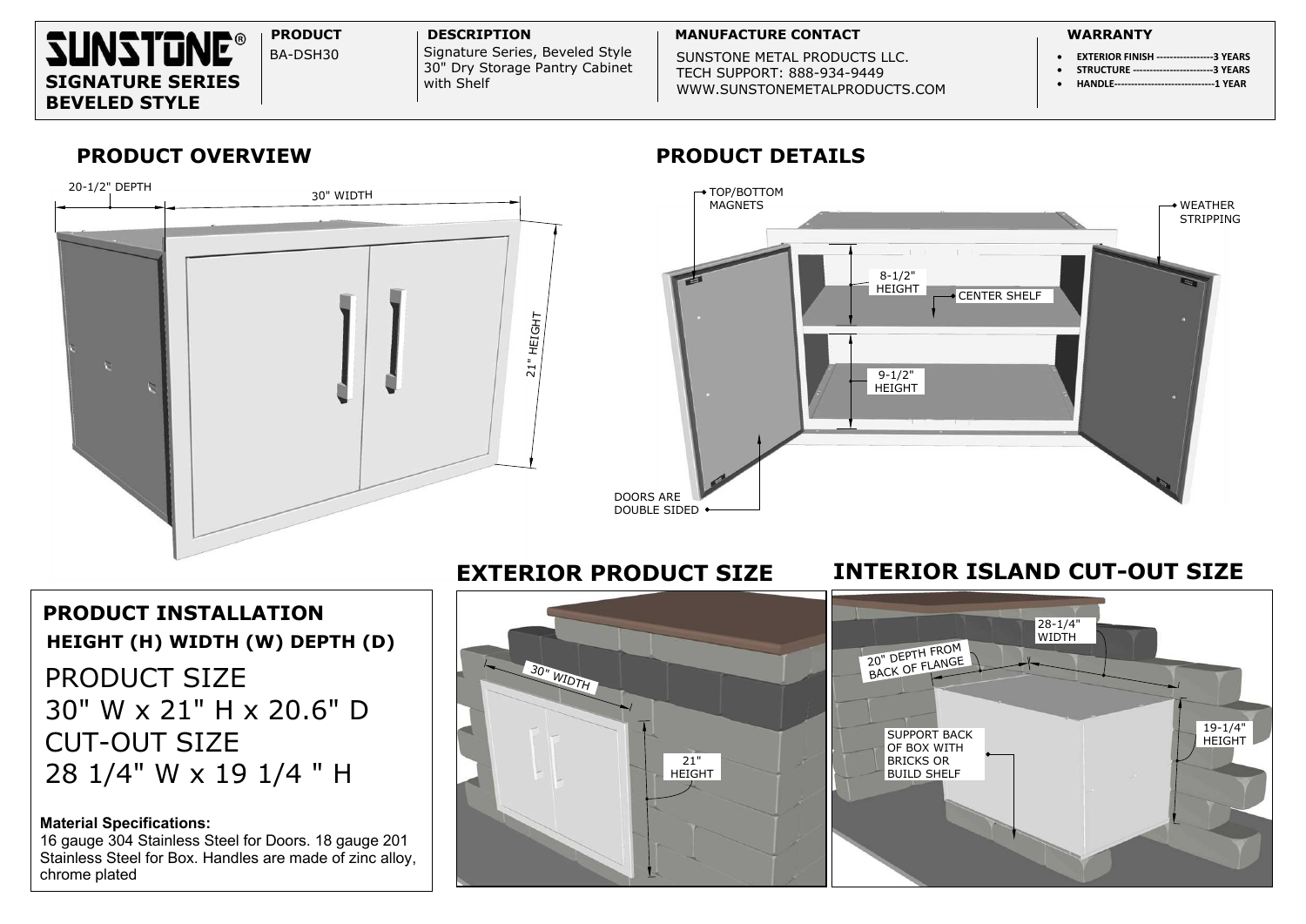# SUNSTONE®

**SIGNATURE SERIES BEVELED STYLE**

| PRODUCT | DESCRIPTION | MANUFACTURE CONTACT | WARRANTY |
| --- | --- | --- | --- |
| BA-DSH30 | Signature Series, Beveled Style 30" Dry Storage Pantry Cabinet with Shelf | SUNSTONE METAL PRODUCTS LLC. TECH SUPPORT: 888-934-9449 WWW.SUNSTONEMETALPRODUCTS.COM | • EXTERIOR FINISH ----------------3 YEARS<br>• STRUCTURE -----------------------3 YEARS<br>• HANDLE-----------------------------1 YEAR |

## PRODUCT OVERVIEW

20-1/2" DEPTH

30" WIDTH

21" HEIGHT

## PRODUCT DETAILS

TOP/BOTTOM MAGNETS

WEATHER STRIPPING

8-1/2" HEIGHT

CENTER SHELF

9-1/2" HEIGHT

DOORS ARE DOUBLE SIDED

## PRODUCT INSTALLATION

**HEIGHT (H) WIDTH (W) DEPTH (D)**

PRODUCT SIZE
30" W x 21" H x 20.6" D

CUT-OUT SIZE
28 1/4" W x 19 1/4 " H

**Material Specifications:**
16 gauge 304 Stainless Steel for Doors. 18 gauge 201 Stainless Steel for Box. Handles are made of zinc alloy, chrome plated

## EXTERIOR PRODUCT SIZE

30" WIDTH

21" HEIGHT

## INTERIOR ISLAND CUT-OUT SIZE

28-1/4" WIDTH

20" DEPTH FROM BACK OF FLANGE

19-1/4" HEIGHT

SUPPORT BACK OF BOX WITH BRICKS OR BUILD SHELF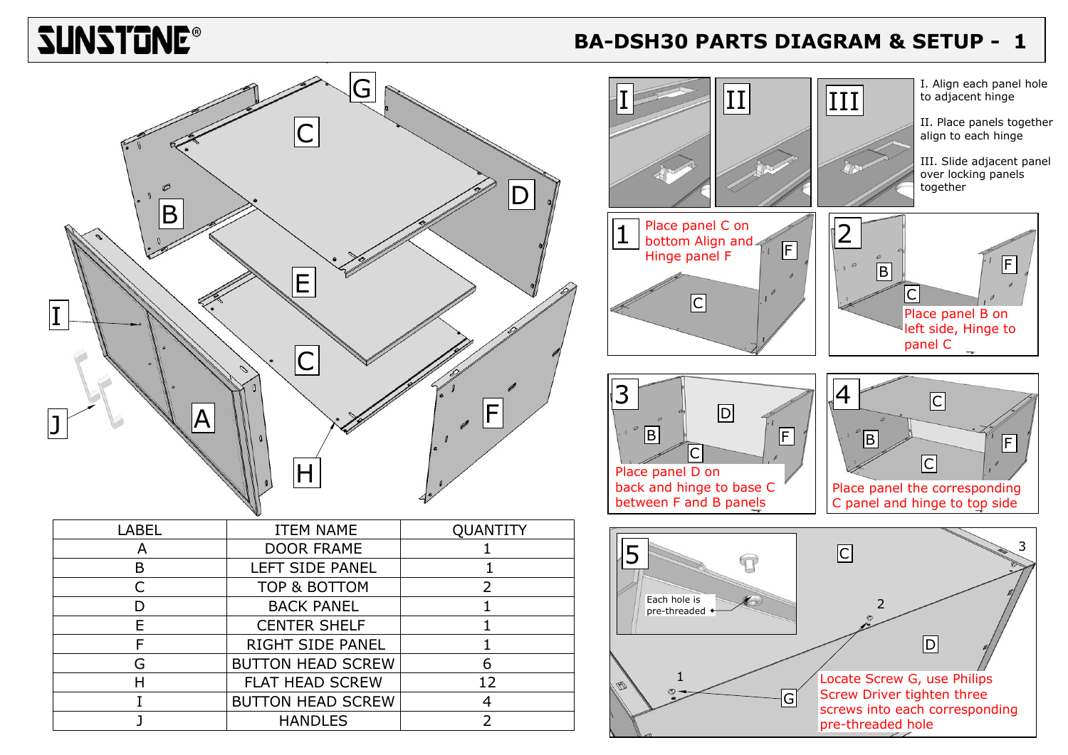# SUNSTONE®

## BA-DSH30 PARTS DIAGRAM & SETUP - 1

| LABEL | ITEM NAME | QUANTITY |
| --- | --- | --- |
| A | DOOR FRAME | 1 |
| B | LEFT SIDE PANEL | 1 |
| C | TOP & BOTTOM | 2 |
| D | BACK PANEL | 1 |
| E | CENTER SHELF | 1 |
| F | RIGHT SIDE PANEL | 1 |
| G | BUTTON HEAD SCREW | 6 |
| H | FLAT HEAD SCREW | 12 |
| I | BUTTON HEAD SCREW | 4 |
| J | HANDLES | 2 |

I. Align each panel hole to adjacent hinge

II. Place panels together align to each hinge

III. Slide adjacent panel over locking panels together

1. Place panel C on bottom Align and Hinge panel F
2. Place panel B on left side, Hinge to panel C
3. Place panel D on back and hinge to base C between F and B panels
4. Place panel the corresponding C panel and hinge to top side
5. Locate Screw G, use Philips Screw Driver tighten three screws into each corresponding pre-threaded hole

Each hole is pre-threaded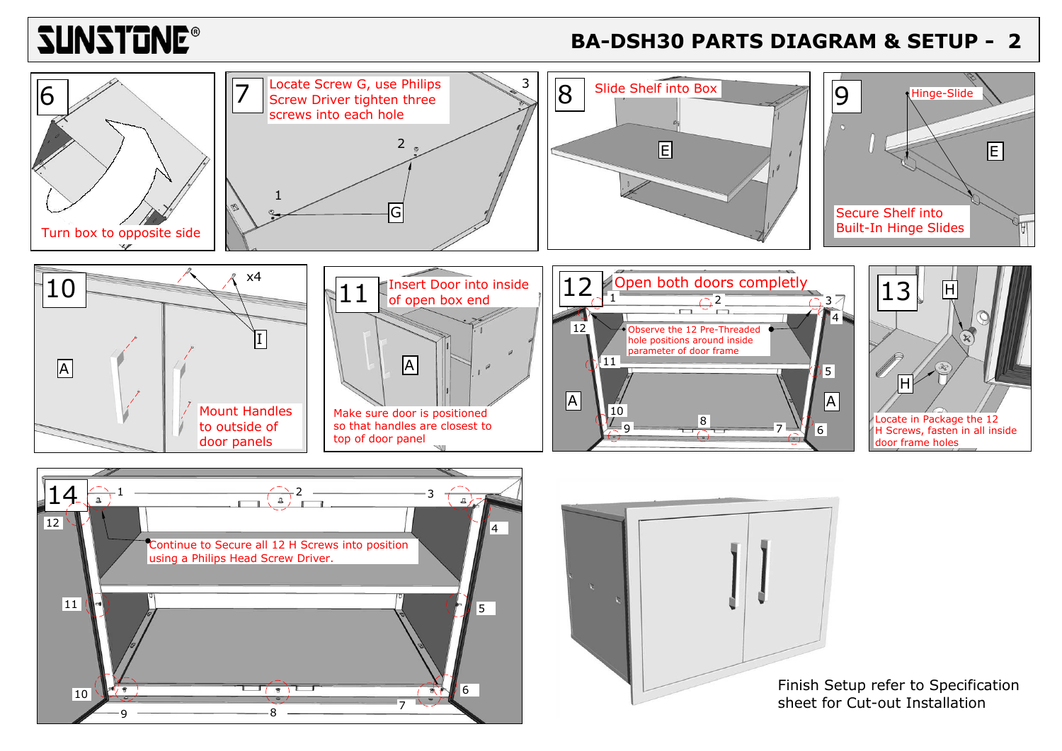# BA-DSH30 PARTS DIAGRAM & SETUP - 2

**6**

Turn box to opposite side

**7**

Locate Screw G, use Philips Screw Driver tighten three screws into each hole

3

2

1

G

**8**

Slide Shelf into Box

E

**9**

Hinge-Slide

E

Secure Shelf into Built-In Hinge Slides

**10**

x4

I

A

Mount Handles to outside of door panels

**11**

Insert Door into inside of open box end

A

Make sure door is positioned so that handles are closest to top of door panel

**12**

Open both doors completly

1 2 3 4 5 6 7 8 9 10 11 12

Observe the 12 Pre-Threaded hole positions around inside parameter of door frame

A A

**13**

H

H

Locate in Package the 12 H Screws, fasten in all inside door frame holes

**14**

1 2 3 4 5 6 7 8 9 10 11 12

Continue to Secure all 12 H Screws into position using a Philips Head Screw Driver.

Finish Setup refer to Specification sheet for Cut-out Installation